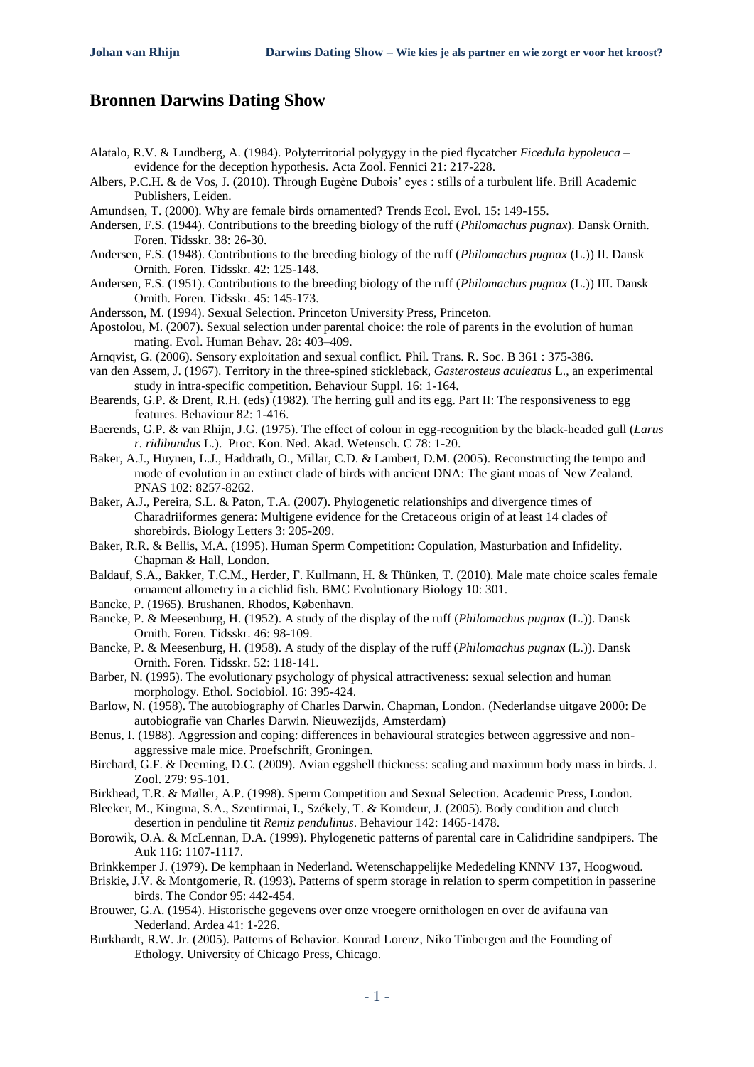# Bronnen Darwins Dating Show

Alatalo, R.V. & Lundberg, A. (1984). Polyterritorial polygygy in the pied flycatcher *Ficedula hypoleuca* – evidence for the deception hypothesis. Acta Zool. Fennici 21: 217-228.

Albers, P.C.H. & de Vos, J. (2010). Through Eugène Dubois' eyes : stills of a turbulent life. Brill Academic Publishers, Leiden.

Amundsen, T. (2000). Why are female birds ornamented? Trends Ecol. Evol. 15: 149-155.

Andersen, F.S. (1944). Contributions to the breeding biology of the ruff (*Philomachus pugnax*). Dansk Ornith. Foren. Tidsskr. 38: 26-30.

Andersen, F.S. (1948). Contributions to the breeding biology of the ruff (*Philomachus pugnax* (L.)) II. Dansk Ornith. Foren. Tidsskr. 42: 125-148.

Andersen, F.S. (1951). Contributions to the breeding biology of the ruff (*Philomachus pugnax* (L.)) III. Dansk Ornith. Foren. Tidsskr. 45: 145-173.

Andersson, M. (1994). Sexual Selection. Princeton University Press, Princeton.

Apostolou, M. (2007). Sexual selection under parental choice: the role of parents in the evolution of human mating. Evol. Human Behav. 28: 403–409.

Arnqvist, G. (2006). Sensory exploitation and sexual conflict. Phil. Trans. R. Soc. B 361 : 375-386.

van den Assem, J. (1967). Territory in the three-spined stickleback, *Gasterosteus aculeatus* L., an experimental study in intra-specific competition. Behaviour Suppl. 16: 1-164.

Bearends, G.P. & Drent, R.H. (eds) (1982). The herring gull and its egg. Part II: The responsiveness to egg features. Behaviour 82: 1-416.

Baerends, G.P. & van Rhijn, J.G. (1975). The effect of colour in egg-recognition by the black-headed gull (*Larus r. ridibundus* L.). Proc. Kon. Ned. Akad. Wetensch. C 78: 1-20.

Baker, A.J., Huynen, L.J., Haddrath, O., Millar, C.D. & Lambert, D.M. (2005). Reconstructing the tempo and mode of evolution in an extinct clade of birds with ancient DNA: The giant moas of New Zealand. PNAS 102: 8257-8262.

Baker, A.J., Pereira, S.L. & Paton, T.A. (2007). Phylogenetic relationships and divergence times of Charadriiformes genera: Multigene evidence for the Cretaceous origin of at least 14 clades of shorebirds. Biology Letters 3: 205-209.

Baker, R.R. & Bellis, M.A. (1995). Human Sperm Competition: Copulation, Masturbation and Infidelity. Chapman & Hall, London.

Baldauf, S.A., Bakker, T.C.M., Herder, F. Kullmann, H. & Thünken, T. (2010). Male mate choice scales female ornament allometry in a cichlid fish. BMC Evolutionary Biology 10: 301.

Bancke, P. (1965). Brushanen. Rhodos, København.

Bancke, P. & Meesenburg, H. (1952). A study of the display of the ruff (*Philomachus pugnax* (L.)). Dansk Ornith. Foren. Tidsskr. 46: 98-109.

Bancke, P. & Meesenburg, H. (1958). A study of the display of the ruff (*Philomachus pugnax* (L.)). Dansk Ornith. Foren. Tidsskr. 52: 118-141.

Barber, N. (1995). The evolutionary psychology of physical attractiveness: sexual selection and human morphology. Ethol. Sociobiol. 16: 395-424.

Barlow, N. (1958). The autobiography of Charles Darwin. Chapman, London. (Nederlandse uitgave 2000: De autobiografie van Charles Darwin. Nieuwezijds, Amsterdam)

Benus, I. (1988). Aggression and coping: differences in behavioural strategies between aggressive and non-aggressive male mice. Proefschrift, Groningen.

Birchard, G.F. & Deeming, D.C. (2009). Avian eggshell thickness: scaling and maximum body mass in birds. J. Zool. 279: 95-101.

Birkhead, T.R. & Møller, A.P. (1998). Sperm Competition and Sexual Selection. Academic Press, London.

Bleeker, M., Kingma, S.A., Szentirmai, I., Székely, T. & Komdeur, J. (2005). Body condition and clutch desertion in penduline tit *Remiz pendulinus*. Behaviour 142: 1465-1478.

Borowik, O.A. & McLennan, D.A. (1999). Phylogenetic patterns of parental care in Calidridine sandpipers. The Auk 116: 1107-1117.

Brinkkemper J. (1979). De kemphaan in Nederland. Wetenschappelijke Mededeling KNNV 137, Hoogwoud.

Briskie, J.V. & Montgomerie, R. (1993). Patterns of sperm storage in relation to sperm competition in passerine birds. The Condor 95: 442-454.

Brouwer, G.A. (1954). Historische gegevens over onze vroegere ornithologen en over de avifauna van Nederland. Ardea 41: 1-226.

Burkhardt, R.W. Jr. (2005). Patterns of Behavior. Konrad Lorenz, Niko Tinbergen and the Founding of Ethology. University of Chicago Press, Chicago.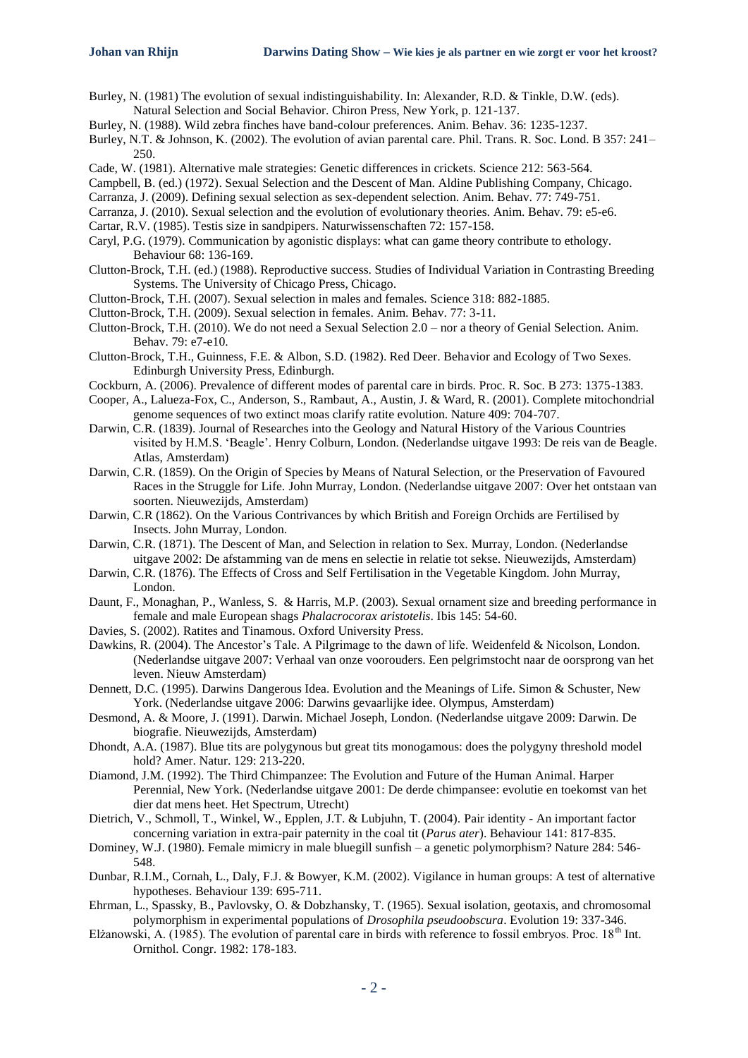Burley, N. (1981) The evolution of sexual indistinguishability. In: Alexander, R.D. & Tinkle, D.W. (eds). Natural Selection and Social Behavior. Chiron Press, New York, p. 121-137.

Burley, N. (1988). Wild zebra finches have band-colour preferences. Anim. Behav. 36: 1235-1237.

Burley, N.T. & Johnson, K. (2002). The evolution of avian parental care. Phil. Trans. R. Soc. Lond. B 357: 241–250.

Cade, W. (1981). Alternative male strategies: Genetic differences in crickets. Science 212: 563-564.

Campbell, B. (ed.) (1972). Sexual Selection and the Descent of Man. Aldine Publishing Company, Chicago.

Carranza, J. (2009). Defining sexual selection as sex-dependent selection. Anim. Behav. 77: 749-751.

Carranza, J. (2010). Sexual selection and the evolution of evolutionary theories. Anim. Behav. 79: e5-e6.

Cartar, R.V. (1985). Testis size in sandpipers. Naturwissenschaften 72: 157-158.

Caryl, P.G. (1979). Communication by agonistic displays: what can game theory contribute to ethology. Behaviour 68: 136-169.

Clutton-Brock, T.H. (ed.) (1988). Reproductive success. Studies of Individual Variation in Contrasting Breeding Systems. The University of Chicago Press, Chicago.

Clutton-Brock, T.H. (2007). Sexual selection in males and females. Science 318: 882-1885.

Clutton-Brock, T.H. (2009). Sexual selection in females. Anim. Behav. 77: 3-11.

Clutton-Brock, T.H. (2010). We do not need a Sexual Selection 2.0 – nor a theory of Genial Selection. Anim. Behav. 79: e7-e10.

Clutton-Brock, T.H., Guinness, F.E. & Albon, S.D. (1982). Red Deer. Behavior and Ecology of Two Sexes. Edinburgh University Press, Edinburgh.

Cockburn, A. (2006). Prevalence of different modes of parental care in birds. Proc. R. Soc. B 273: 1375-1383.

Cooper, A., Lalueza-Fox, C., Anderson, S., Rambaut, A., Austin, J. & Ward, R. (2001). Complete mitochondrial genome sequences of two extinct moas clarify ratite evolution. Nature 409: 704-707.

Darwin, C.R. (1839). Journal of Researches into the Geology and Natural History of the Various Countries visited by H.M.S. 'Beagle'. Henry Colburn, London. (Nederlandse uitgave 1993: De reis van de Beagle. Atlas, Amsterdam)

Darwin, C.R. (1859). On the Origin of Species by Means of Natural Selection, or the Preservation of Favoured Races in the Struggle for Life. John Murray, London. (Nederlandse uitgave 2007: Over het ontstaan van soorten. Nieuwezijds, Amsterdam)

Darwin, C.R (1862). On the Various Contrivances by which British and Foreign Orchids are Fertilised by Insects. John Murray, London.

Darwin, C.R. (1871). The Descent of Man, and Selection in relation to Sex. Murray, London. (Nederlandse uitgave 2002: De afstamming van de mens en selectie in relatie tot sekse. Nieuwezijds, Amsterdam)

Darwin, C.R. (1876). The Effects of Cross and Self Fertilisation in the Vegetable Kingdom. John Murray, London.

Daunt, F., Monaghan, P., Wanless, S. & Harris, M.P. (2003). Sexual ornament size and breeding performance in female and male European shags *Phalacrocorax aristotelis*. Ibis 145: 54-60.

Davies, S. (2002). Ratites and Tinamous. Oxford University Press.

Dawkins, R. (2004). The Ancestor's Tale. A Pilgrimage to the dawn of life. Weidenfeld & Nicolson, London. (Nederlandse uitgave 2007: Verhaal van onze voorouders. Een pelgrimstocht naar de oorsprong van het leven. Nieuw Amsterdam)

Dennett, D.C. (1995). Darwins Dangerous Idea. Evolution and the Meanings of Life. Simon & Schuster, New York. (Nederlandse uitgave 2006: Darwins gevaarlijke idee. Olympus, Amsterdam)

Desmond, A. & Moore, J. (1991). Darwin. Michael Joseph, London. (Nederlandse uitgave 2009: Darwin. De biografie. Nieuwezijds, Amsterdam)

Dhondt, A.A. (1987). Blue tits are polygynous but great tits monogamous: does the polygyny threshold model hold? Amer. Natur. 129: 213-220.

Diamond, J.M. (1992). The Third Chimpanzee: The Evolution and Future of the Human Animal. Harper Perennial, New York. (Nederlandse uitgave 2001: De derde chimpansee: evolutie en toekomst van het dier dat mens heet. Het Spectrum, Utrecht)

Dietrich, V., Schmoll, T., Winkel, W., Epplen, J.T. & Lubjuhn, T. (2004). Pair identity - An important factor concerning variation in extra-pair paternity in the coal tit (*Parus ater*). Behaviour 141: 817-835.

Dominey, W.J. (1980). Female mimicry in male bluegill sunfish – a genetic polymorphism? Nature 284: 546-548.

Dunbar, R.I.M., Cornah, L., Daly, F.J. & Bowyer, K.M. (2002). Vigilance in human groups: A test of alternative hypotheses. Behaviour 139: 695-711.

Ehrman, L., Spassky, B., Pavlovsky, O. & Dobzhansky, T. (1965). Sexual isolation, geotaxis, and chromosomal polymorphism in experimental populations of *Drosophila pseudoobscura*. Evolution 19: 337-346.

Elżanowski, A. (1985). The evolution of parental care in birds with reference to fossil embryos. Proc. 18th Int. Ornithol. Congr. 1982: 178-183.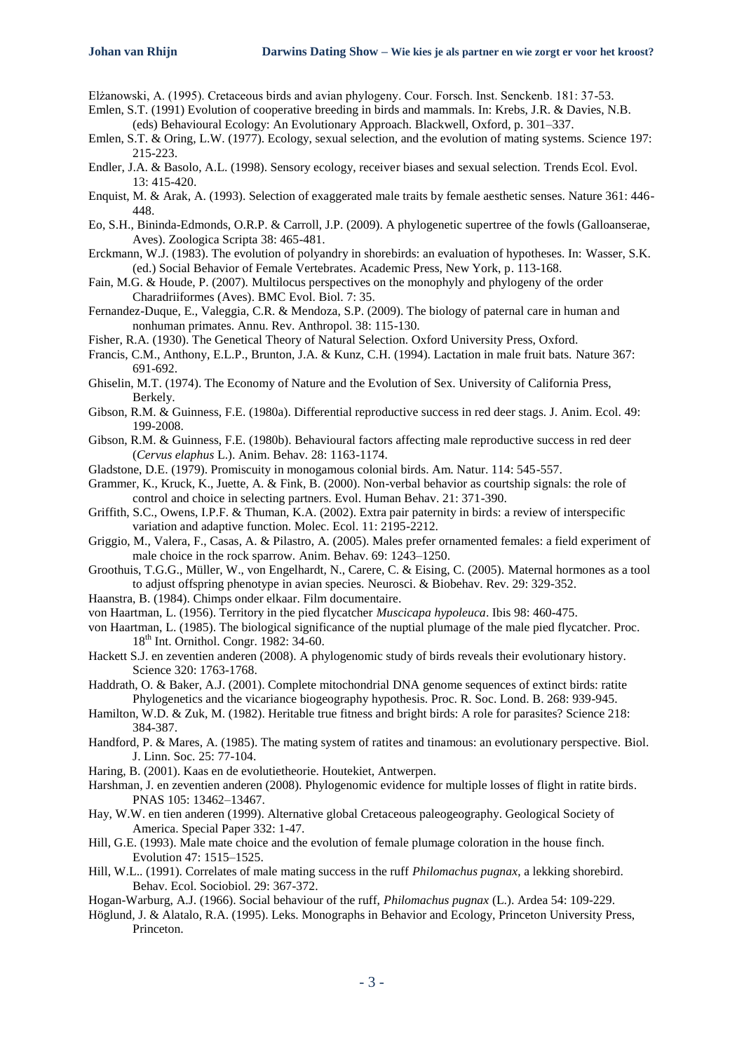Elżanowski, A. (1995). Cretaceous birds and avian phylogeny. Cour. Forsch. Inst. Senckenb. 181: 37-53.

Emlen, S.T. (1991) Evolution of cooperative breeding in birds and mammals. In: Krebs, J.R. & Davies, N.B. (eds) Behavioural Ecology: An Evolutionary Approach. Blackwell, Oxford, p. 301–337.

Emlen, S.T. & Oring, L.W. (1977). Ecology, sexual selection, and the evolution of mating systems. Science 197: 215-223.

Endler, J.A. & Basolo, A.L. (1998). Sensory ecology, receiver biases and sexual selection. Trends Ecol. Evol. 13: 415-420.

Enquist, M. & Arak, A. (1993). Selection of exaggerated male traits by female aesthetic senses. Nature 361: 446-448.

Eo, S.H., Bininda-Edmonds, O.R.P. & Carroll, J.P. (2009). A phylogenetic supertree of the fowls (Galloanserae, Aves). Zoologica Scripta 38: 465-481.

Erckmann, W.J. (1983). The evolution of polyandry in shorebirds: an evaluation of hypotheses. In: Wasser, S.K. (ed.) Social Behavior of Female Vertebrates. Academic Press, New York, p. 113-168.

Fain, M.G. & Houde, P. (2007). Multilocus perspectives on the monophyly and phylogeny of the order Charadriiformes (Aves). BMC Evol. Biol. 7: 35.

Fernandez-Duque, E., Valeggia, C.R. & Mendoza, S.P. (2009). The biology of paternal care in human and nonhuman primates. Annu. Rev. Anthropol. 38: 115-130.

Fisher, R.A. (1930). The Genetical Theory of Natural Selection. Oxford University Press, Oxford.

Francis, C.M., Anthony, E.L.P., Brunton, J.A. & Kunz, C.H. (1994). Lactation in male fruit bats. Nature 367: 691-692.

Ghiselin, M.T. (1974). The Economy of Nature and the Evolution of Sex. University of California Press, Berkely.

Gibson, R.M. & Guinness, F.E. (1980a). Differential reproductive success in red deer stags. J. Anim. Ecol. 49: 199-2008.

Gibson, R.M. & Guinness, F.E. (1980b). Behavioural factors affecting male reproductive success in red deer (*Cervus elaphus* L.). Anim. Behav. 28: 1163-1174.

Gladstone, D.E. (1979). Promiscuity in monogamous colonial birds. Am. Natur. 114: 545-557.

Grammer, K., Kruck, K., Juette, A. & Fink, B. (2000). Non-verbal behavior as courtship signals: the role of control and choice in selecting partners. Evol. Human Behav. 21: 371-390.

Griffith, S.C., Owens, I.P.F. & Thuman, K.A. (2002). Extra pair paternity in birds: a review of interspecific variation and adaptive function. Molec. Ecol. 11: 2195-2212.

Griggio, M., Valera, F., Casas, A. & Pilastro, A. (2005). Males prefer ornamented females: a field experiment of male choice in the rock sparrow. Anim. Behav. 69: 1243–1250.

Groothuis, T.G.G., Müller, W., von Engelhardt, N., Carere, C. & Eising, C. (2005). Maternal hormones as a tool to adjust offspring phenotype in avian species. Neurosci. & Biobehav. Rev. 29: 329-352.

Haanstra, B. (1984). Chimps onder elkaar. Film documentaire.

von Haartman, L. (1956). Territory in the pied flycatcher *Muscicapa hypoleuca*. Ibis 98: 460-475.

von Haartman, L. (1985). The biological significance of the nuptial plumage of the male pied flycatcher. Proc. 18th Int. Ornithol. Congr. 1982: 34-60.

Hackett S.J. en zeventien anderen (2008). A phylogenomic study of birds reveals their evolutionary history. Science 320: 1763-1768.

Haddrath, O. & Baker, A.J. (2001). Complete mitochondrial DNA genome sequences of extinct birds: ratite Phylogenetics and the vicariance biogeography hypothesis. Proc. R. Soc. Lond. B. 268: 939-945.

Hamilton, W.D. & Zuk, M. (1982). Heritable true fitness and bright birds: A role for parasites? Science 218: 384-387.

Handford, P. & Mares, A. (1985). The mating system of ratites and tinamous: an evolutionary perspective. Biol. J. Linn. Soc. 25: 77-104.

Haring, B. (2001). Kaas en de evolutietheorie. Houtekiet, Antwerpen.

Harshman, J. en zeventien anderen (2008). Phylogenomic evidence for multiple losses of flight in ratite birds. PNAS 105: 13462–13467.

Hay, W.W. en tien anderen (1999). Alternative global Cretaceous paleogeography. Geological Society of America. Special Paper 332: 1-47.

Hill, G.E. (1993). Male mate choice and the evolution of female plumage coloration in the house finch. Evolution 47: 1515–1525.

Hill, W.L.. (1991). Correlates of male mating success in the ruff *Philomachus pugnax*, a lekking shorebird. Behav. Ecol. Sociobiol. 29: 367-372.

Hogan-Warburg, A.J. (1966). Social behaviour of the ruff, *Philomachus pugnax* (L.). Ardea 54: 109-229.

Höglund, J. & Alatalo, R.A. (1995). Leks. Monographs in Behavior and Ecology, Princeton University Press, Princeton.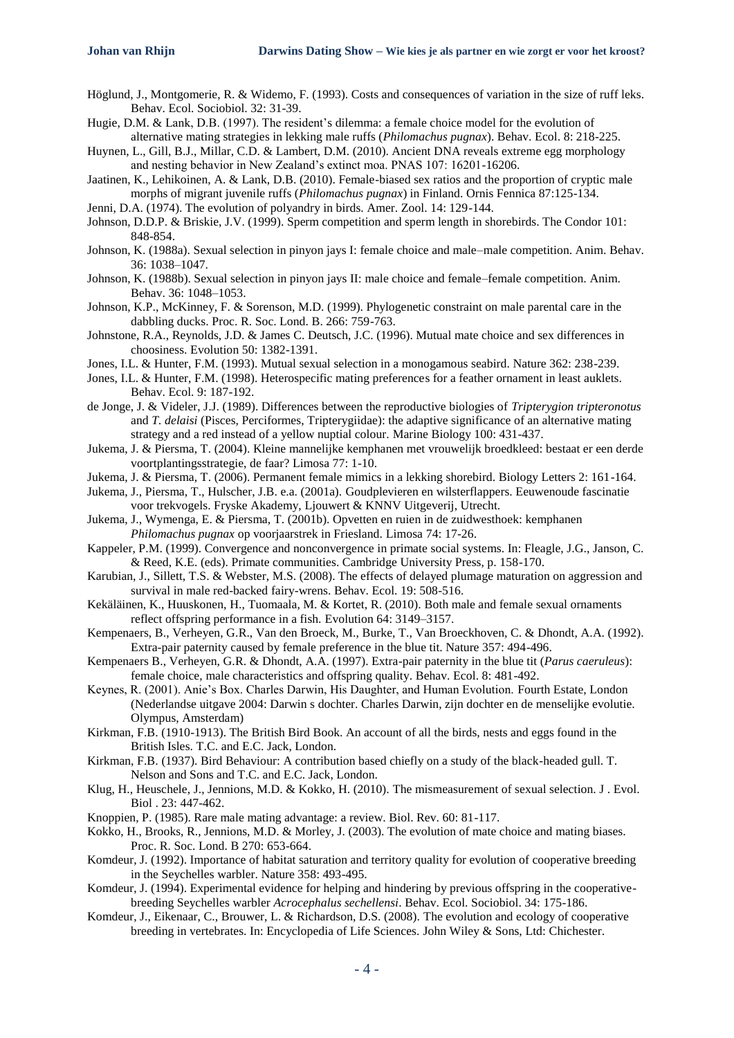Höglund, J., Montgomerie, R. & Widemo, F. (1993). Costs and consequences of variation in the size of ruff leks. Behav. Ecol. Sociobiol. 32: 31-39.

Hugie, D.M. & Lank, D.B. (1997). The resident's dilemma: a female choice model for the evolution of alternative mating strategies in lekking male ruffs (*Philomachus pugnax*). Behav. Ecol. 8: 218-225.

Huynen, L., Gill, B.J., Millar, C.D. & Lambert, D.M. (2010). Ancient DNA reveals extreme egg morphology and nesting behavior in New Zealand's extinct moa. PNAS 107: 16201-16206.

Jaatinen, K., Lehikoinen, A. & Lank, D.B. (2010). Female-biased sex ratios and the proportion of cryptic male morphs of migrant juvenile ruffs (*Philomachus pugnax*) in Finland. Ornis Fennica 87:125-134.

Jenni, D.A. (1974). The evolution of polyandry in birds. Amer. Zool. 14: 129-144.

Johnson, D.D.P. & Briskie, J.V. (1999). Sperm competition and sperm length in shorebirds. The Condor 101: 848-854.

Johnson, K. (1988a). Sexual selection in pinyon jays I: female choice and male–male competition. Anim. Behav. 36: 1038–1047.

Johnson, K. (1988b). Sexual selection in pinyon jays II: male choice and female–female competition. Anim. Behav. 36: 1048–1053.

Johnson, K.P., McKinney, F. & Sorenson, M.D. (1999). Phylogenetic constraint on male parental care in the dabbling ducks. Proc. R. Soc. Lond. B. 266: 759-763.

Johnstone, R.A., Reynolds, J.D. & James C. Deutsch, J.C. (1996). Mutual mate choice and sex differences in choosiness. Evolution 50: 1382-1391.

Jones, I.L. & Hunter, F.M. (1993). Mutual sexual selection in a monogamous seabird. Nature 362: 238-239.

Jones, I.L. & Hunter, F.M. (1998). Heterospecific mating preferences for a feather ornament in least auklets. Behav. Ecol. 9: 187-192.

de Jonge, J. & Videler, J.J. (1989). Differences between the reproductive biologies of *Tripterygion tripteronotus* and *T. delaisi* (Pisces, Perciformes, Tripterygiidae): the adaptive significance of an alternative mating strategy and a red instead of a yellow nuptial colour. Marine Biology 100: 431-437.

Jukema, J. & Piersma, T. (2004). Kleine mannelijke kemphanen met vrouwelijk broedkleed: bestaat er een derde voortplantingsstrategie, de faar? Limosa 77: 1-10.

Jukema, J. & Piersma, T. (2006). Permanent female mimics in a lekking shorebird. Biology Letters 2: 161-164.

Jukema, J., Piersma, T., Hulscher, J.B. e.a. (2001a). Goudplevieren en wilsterflappers. Eeuwenoude fascinatie voor trekvogels. Fryske Akademy, Ljouwert & KNNV Uitgeverij, Utrecht.

Jukema, J., Wymenga, E. & Piersma, T. (2001b). Opvetten en ruien in de zuidwesthoek: kemphanen *Philomachus pugnax* op voorjaarstrek in Friesland. Limosa 74: 17-26.

Kappeler, P.M. (1999). Convergence and nonconvergence in primate social systems. In: Fleagle, J.G., Janson, C. & Reed, K.E. (eds). Primate communities. Cambridge University Press, p. 158-170.

Karubian, J., Sillett, T.S. & Webster, M.S. (2008). The effects of delayed plumage maturation on aggression and survival in male red-backed fairy-wrens. Behav. Ecol. 19: 508-516.

Kekäläinen, K., Huuskonen, H., Tuomaala, M. & Kortet, R. (2010). Both male and female sexual ornaments reflect offspring performance in a fish. Evolution 64: 3149–3157.

Kempenaers, B., Verheyen, G.R., Van den Broeck, M., Burke, T., Van Broeckhoven, C. & Dhondt, A.A. (1992). Extra-pair paternity caused by female preference in the blue tit. Nature 357: 494-496.

Kempenaers B., Verheyen, G.R. & Dhondt, A.A. (1997). Extra-pair paternity in the blue tit (*Parus caeruleus*): female choice, male characteristics and offspring quality. Behav. Ecol. 8: 481-492.

Keynes, R. (2001). Anie's Box. Charles Darwin, His Daughter, and Human Evolution. Fourth Estate, London (Nederlandse uitgave 2004: Darwin s dochter. Charles Darwin, zijn dochter en de menselijke evolutie. Olympus, Amsterdam)

Kirkman, F.B. (1910-1913). The British Bird Book. An account of all the birds, nests and eggs found in the British Isles. T.C. and E.C. Jack, London.

Kirkman, F.B. (1937). Bird Behaviour: A contribution based chiefly on a study of the black-headed gull. T. Nelson and Sons and T.C. and E.C. Jack, London.

Klug, H., Heuschele, J., Jennions, M.D. & Kokko, H. (2010). The mismeasurement of sexual selection. J . Evol. Biol . 23: 447-462.

Knoppien, P. (1985). Rare male mating advantage: a review. Biol. Rev. 60: 81-117.

Kokko, H., Brooks, R., Jennions, M.D. & Morley, J. (2003). The evolution of mate choice and mating biases. Proc. R. Soc. Lond. B 270: 653-664.

Komdeur, J. (1992). Importance of habitat saturation and territory quality for evolution of cooperative breeding in the Seychelles warbler. Nature 358: 493-495.

Komdeur, J. (1994). Experimental evidence for helping and hindering by previous offspring in the cooperative-breeding Seychelles warbler *Acrocephalus sechellensi*. Behav. Ecol. Sociobiol. 34: 175-186.

Komdeur, J., Eikenaar, C., Brouwer, L. & Richardson, D.S. (2008). The evolution and ecology of cooperative breeding in vertebrates. In: Encyclopedia of Life Sciences. John Wiley & Sons, Ltd: Chichester.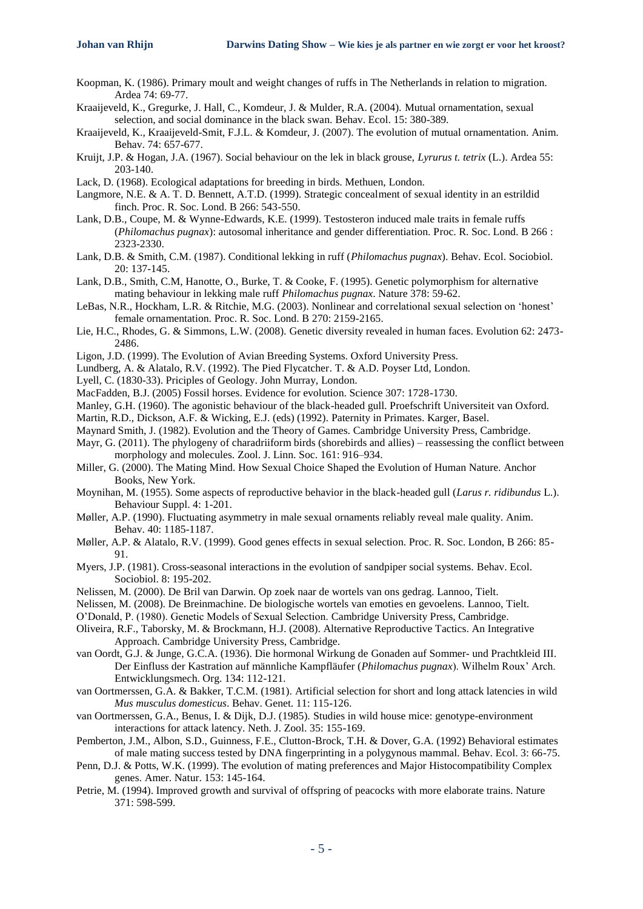Koopman, K. (1986). Primary moult and weight changes of ruffs in The Netherlands in relation to migration. Ardea 74: 69-77.

Kraaijeveld, K., Gregurke, J. Hall, C., Komdeur, J. & Mulder, R.A. (2004). Mutual ornamentation, sexual selection, and social dominance in the black swan. Behav. Ecol. 15: 380-389.

Kraaijeveld, K., Kraaijeveld-Smit, F.J.L. & Komdeur, J. (2007). The evolution of mutual ornamentation. Anim. Behav. 74: 657-677.

Kruijt, J.P. & Hogan, J.A. (1967). Social behaviour on the lek in black grouse, *Lyrurus t. tetrix* (L.). Ardea 55: 203-140.

Lack, D. (1968). Ecological adaptations for breeding in birds. Methuen, London.

Langmore, N.E. & A. T. D. Bennett, A.T.D. (1999). Strategic concealment of sexual identity in an estrildid finch. Proc. R. Soc. Lond. B 266: 543-550.

Lank, D.B., Coupe, M. & Wynne-Edwards, K.E. (1999). Testosteron induced male traits in female ruffs (*Philomachus pugnax*): autosomal inheritance and gender differentiation. Proc. R. Soc. Lond. B 266 : 2323-2330.

Lank, D.B. & Smith, C.M. (1987). Conditional lekking in ruff (*Philomachus pugnax*). Behav. Ecol. Sociobiol. 20: 137-145.

Lank, D.B., Smith, C.M, Hanotte, O., Burke, T. & Cooke, F. (1995). Genetic polymorphism for alternative mating behaviour in lekking male ruff *Philomachus pugnax*. Nature 378: 59-62.

LeBas, N.R., Hockham, L.R. & Ritchie, M.G. (2003). Nonlinear and correlational sexual selection on 'honest' female ornamentation. Proc. R. Soc. Lond. B 270: 2159-2165.

Lie, H.C., Rhodes, G. & Simmons, L.W. (2008). Genetic diversity revealed in human faces. Evolution 62: 2473-2486.

Ligon, J.D. (1999). The Evolution of Avian Breeding Systems. Oxford University Press.

Lundberg, A. & Alatalo, R.V. (1992). The Pied Flycatcher. T. & A.D. Poyser Ltd, London.

Lyell, C. (1830-33). Priciples of Geology. John Murray, London.

MacFadden, B.J. (2005) Fossil horses. Evidence for evolution. Science 307: 1728-1730.

Manley, G.H. (1960). The agonistic behaviour of the black-headed gull. Proefschrift Universiteit van Oxford.

Martin, R.D., Dickson, A.F. & Wicking, E.J. (eds) (1992). Paternity in Primates. Karger, Basel.

Maynard Smith, J. (1982). Evolution and the Theory of Games. Cambridge University Press, Cambridge.

Mayr, G. (2011). The phylogeny of charadriiform birds (shorebirds and allies) – reassessing the conflict between morphology and molecules. Zool. J. Linn. Soc. 161: 916–934.

Miller, G. (2000). The Mating Mind. How Sexual Choice Shaped the Evolution of Human Nature. Anchor Books, New York.

Moynihan, M. (1955). Some aspects of reproductive behavior in the black-headed gull (*Larus r. ridibundus* L.). Behaviour Suppl. 4: 1-201.

Møller, A.P. (1990). Fluctuating asymmetry in male sexual ornaments reliably reveal male quality. Anim. Behav. 40: 1185-1187.

Møller, A.P. & Alatalo, R.V. (1999). Good genes effects in sexual selection. Proc. R. Soc. London, B 266: 85-91.

Myers, J.P. (1981). Cross-seasonal interactions in the evolution of sandpiper social systems. Behav. Ecol. Sociobiol. 8: 195-202.

Nelissen, M. (2000). De Bril van Darwin. Op zoek naar de wortels van ons gedrag. Lannoo, Tielt.

Nelissen, M. (2008). De Breinmachine. De biologische wortels van emoties en gevoelens. Lannoo, Tielt.

O'Donald, P. (1980). Genetic Models of Sexual Selection. Cambridge University Press, Cambridge.

Oliveira, R.F., Taborsky, M. & Brockmann, H.J. (2008). Alternative Reproductive Tactics. An Integrative Approach. Cambridge University Press, Cambridge.

van Oordt, G.J. & Junge, G.C.A. (1936). Die hormonal Wirkung de Gonaden auf Sommer- und Prachtkleid III. Der Einfluss der Kastration auf männliche Kampfläufer (*Philomachus pugnax*). Wilhelm Roux' Arch. Entwicklungsmech. Org. 134: 112-121.

van Oortmerssen, G.A. & Bakker, T.C.M. (1981). Artificial selection for short and long attack latencies in wild *Mus musculus domesticus*. Behav. Genet. 11: 115-126.

van Oortmerssen, G.A., Benus, I. & Dijk, D.J. (1985). Studies in wild house mice: genotype-environment interactions for attack latency. Neth. J. Zool. 35: 155-169.

Pemberton, J.M., Albon, S.D., Guinness, F.E., Clutton-Brock, T.H. & Dover, G.A. (1992) Behavioral estimates of male mating success tested by DNA fingerprinting in a polygynous mammal. Behav. Ecol. 3: 66-75.

Penn, D.J. & Potts, W.K. (1999). The evolution of mating preferences and Major Histocompatibility Complex genes. Amer. Natur. 153: 145-164.

Petrie, M. (1994). Improved growth and survival of offspring of peacocks with more elaborate trains. Nature 371: 598-599.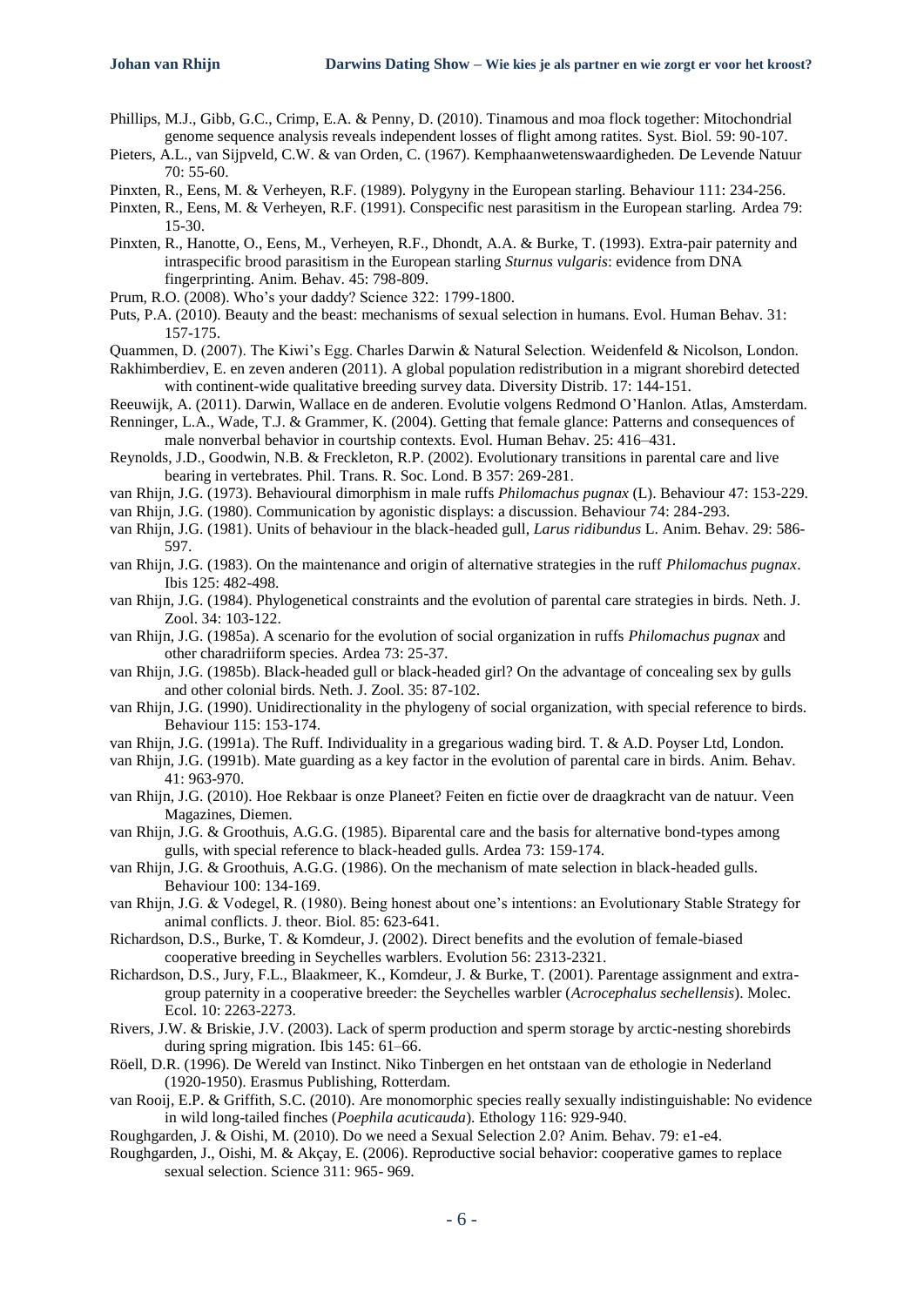Phillips, M.J., Gibb, G.C., Crimp, E.A. & Penny, D. (2010). Tinamous and moa flock together: Mitochondrial genome sequence analysis reveals independent losses of flight among ratites. Syst. Biol. 59: 90-107.

Pieters, A.L., van Sijpveld, C.W. & van Orden, C. (1967). Kemphaanwetenswaardigheden. De Levende Natuur 70: 55-60.

Pinxten, R., Eens, M. & Verheyen, R.F. (1989). Polygyny in the European starling. Behaviour 111: 234-256.

Pinxten, R., Eens, M. & Verheyen, R.F. (1991). Conspecific nest parasitism in the European starling. Ardea 79: 15-30.

Pinxten, R., Hanotte, O., Eens, M., Verheyen, R.F., Dhondt, A.A. & Burke, T. (1993). Extra-pair paternity and intraspecific brood parasitism in the European starling *Sturnus vulgaris*: evidence from DNA fingerprinting. Anim. Behav. 45: 798-809.

Prum, R.O. (2008). Who's your daddy? Science 322: 1799-1800.

Puts, P.A. (2010). Beauty and the beast: mechanisms of sexual selection in humans. Evol. Human Behav. 31: 157-175.

Quammen, D. (2007). The Kiwi's Egg. Charles Darwin & Natural Selection. Weidenfeld & Nicolson, London.

Rakhimberdiev, E. en zeven anderen (2011). A global population redistribution in a migrant shorebird detected with continent-wide qualitative breeding survey data. Diversity Distrib. 17: 144-151.

Reeuwijk, A. (2011). Darwin, Wallace en de anderen. Evolutie volgens Redmond O'Hanlon. Atlas, Amsterdam.

Renninger, L.A., Wade, T.J. & Grammer, K. (2004). Getting that female glance: Patterns and consequences of male nonverbal behavior in courtship contexts. Evol. Human Behav. 25: 416–431.

Reynolds, J.D., Goodwin, N.B. & Freckleton, R.P. (2002). Evolutionary transitions in parental care and live bearing in vertebrates. Phil. Trans. R. Soc. Lond. B 357: 269-281.

van Rhijn, J.G. (1973). Behavioural dimorphism in male ruffs *Philomachus pugnax* (L). Behaviour 47: 153-229.

van Rhijn, J.G. (1980). Communication by agonistic displays: a discussion. Behaviour 74: 284-293.

van Rhijn, J.G. (1981). Units of behaviour in the black-headed gull, *Larus ridibundus* L. Anim. Behav. 29: 586-597.

van Rhijn, J.G. (1983). On the maintenance and origin of alternative strategies in the ruff *Philomachus pugnax*. Ibis 125: 482-498.

van Rhijn, J.G. (1984). Phylogenetical constraints and the evolution of parental care strategies in birds. Neth. J. Zool. 34: 103-122.

van Rhijn, J.G. (1985a). A scenario for the evolution of social organization in ruffs *Philomachus pugnax* and other charadriiform species. Ardea 73: 25-37.

van Rhijn, J.G. (1985b). Black-headed gull or black-headed girl? On the advantage of concealing sex by gulls and other colonial birds. Neth. J. Zool. 35: 87-102.

van Rhijn, J.G. (1990). Unidirectionality in the phylogeny of social organization, with special reference to birds. Behaviour 115: 153-174.

van Rhijn, J.G. (1991a). The Ruff. Individuality in a gregarious wading bird. T. & A.D. Poyser Ltd, London.

van Rhijn, J.G. (1991b). Mate guarding as a key factor in the evolution of parental care in birds. Anim. Behav. 41: 963-970.

van Rhijn, J.G. (2010). Hoe Rekbaar is onze Planeet? Feiten en fictie over de draagkracht van de natuur. Veen Magazines, Diemen.

van Rhijn, J.G. & Groothuis, A.G.G. (1985). Biparental care and the basis for alternative bond-types among gulls, with special reference to black-headed gulls. Ardea 73: 159-174.

van Rhijn, J.G. & Groothuis, A.G.G. (1986). On the mechanism of mate selection in black-headed gulls. Behaviour 100: 134-169.

van Rhijn, J.G. & Vodegel, R. (1980). Being honest about one's intentions: an Evolutionary Stable Strategy for animal conflicts. J. theor. Biol. 85: 623-641.

Richardson, D.S., Burke, T. & Komdeur, J. (2002). Direct benefits and the evolution of female-biased cooperative breeding in Seychelles warblers. Evolution 56: 2313-2321.

Richardson, D.S., Jury, F.L., Blaakmeer, K., Komdeur, J. & Burke, T. (2001). Parentage assignment and extra-group paternity in a cooperative breeder: the Seychelles warbler (*Acrocephalus sechellensis*). Molec. Ecol. 10: 2263-2273.

Rivers, J.W. & Briskie, J.V. (2003). Lack of sperm production and sperm storage by arctic-nesting shorebirds during spring migration. Ibis 145: 61–66.

Röell, D.R. (1996). De Wereld van Instinct. Niko Tinbergen en het ontstaan van de ethologie in Nederland (1920-1950). Erasmus Publishing, Rotterdam.

van Rooij, E.P. & Griffith, S.C. (2010). Are monomorphic species really sexually indistinguishable: No evidence in wild long-tailed finches (*Poephila acuticauda*). Ethology 116: 929-940.

Roughgarden, J. & Oishi, M. (2010). Do we need a Sexual Selection 2.0? Anim. Behav. 79: e1-e4.

Roughgarden, J., Oishi, M. & Akçay, E. (2006). Reproductive social behavior: cooperative games to replace sexual selection. Science 311: 965- 969.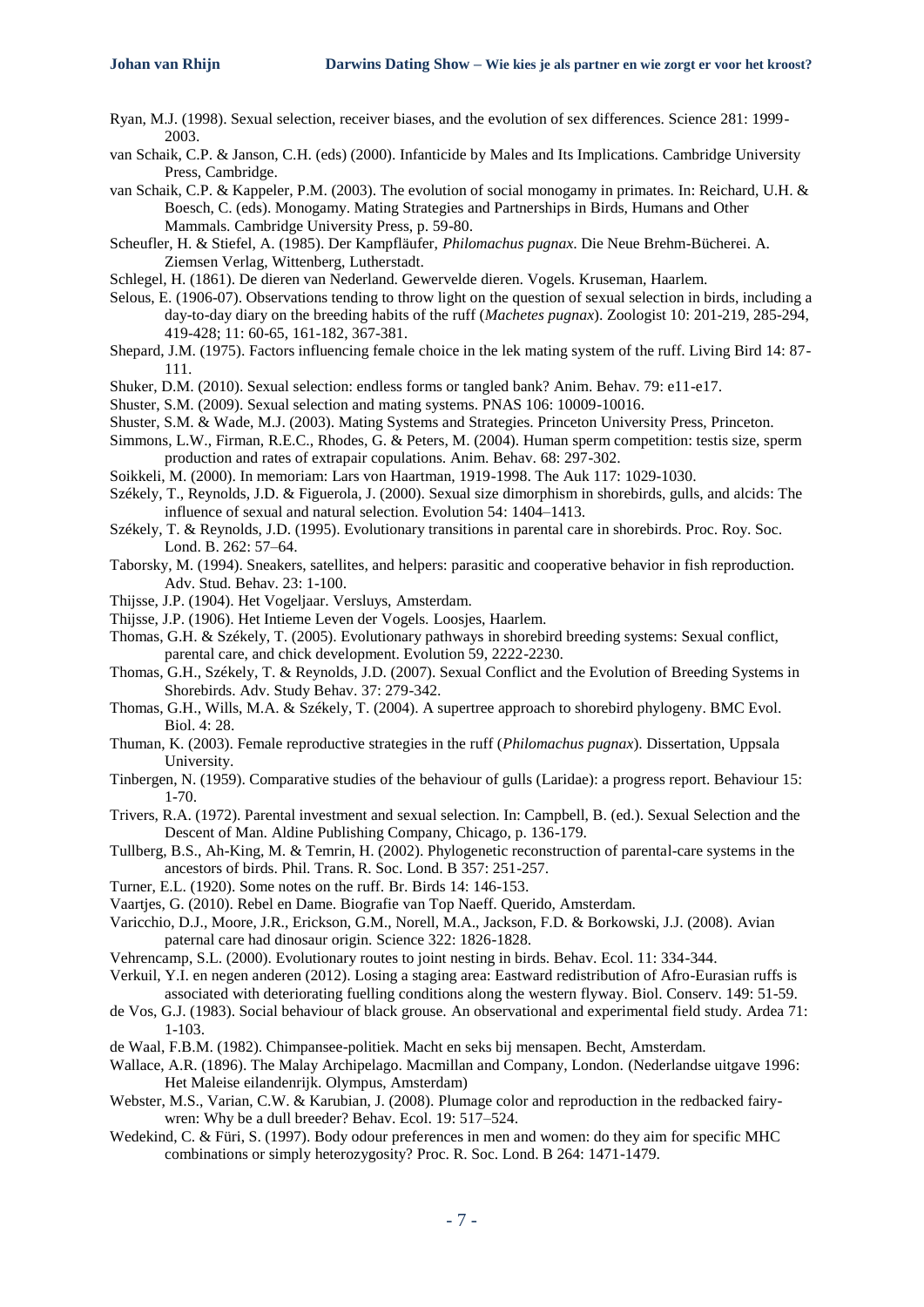Ryan, M.J. (1998). Sexual selection, receiver biases, and the evolution of sex differences. Science 281: 1999-2003.

van Schaik, C.P. & Janson, C.H. (eds) (2000). Infanticide by Males and Its Implications. Cambridge University Press, Cambridge.

van Schaik, C.P. & Kappeler, P.M. (2003). The evolution of social monogamy in primates. In: Reichard, U.H. & Boesch, C. (eds). Monogamy. Mating Strategies and Partnerships in Birds, Humans and Other Mammals. Cambridge University Press, p. 59-80.

Scheufler, H. & Stiefel, A. (1985). Der Kampfläufer, *Philomachus pugnax*. Die Neue Brehm-Bücherei. A. Ziemsen Verlag, Wittenberg, Lutherstadt.

Schlegel, H. (1861). De dieren van Nederland. Gewervelde dieren. Vogels. Kruseman, Haarlem.

Selous, E. (1906-07). Observations tending to throw light on the question of sexual selection in birds, including a day-to-day diary on the breeding habits of the ruff (*Machetes pugnax*). Zoologist 10: 201-219, 285-294, 419-428; 11: 60-65, 161-182, 367-381.

Shepard, J.M. (1975). Factors influencing female choice in the lek mating system of the ruff. Living Bird 14: 87-111.

Shuker, D.M. (2010). Sexual selection: endless forms or tangled bank? Anim. Behav. 79: e11-e17.

Shuster, S.M. (2009). Sexual selection and mating systems. PNAS 106: 10009-10016.

Shuster, S.M. & Wade, M.J. (2003). Mating Systems and Strategies. Princeton University Press, Princeton.

Simmons, L.W., Firman, R.E.C., Rhodes, G. & Peters, M. (2004). Human sperm competition: testis size, sperm production and rates of extrapair copulations. Anim. Behav. 68: 297-302.

Soikkeli, M. (2000). In memoriam: Lars von Haartman, 1919-1998. The Auk 117: 1029-1030.

Székely, T., Reynolds, J.D. & Figuerola, J. (2000). Sexual size dimorphism in shorebirds, gulls, and alcids: The influence of sexual and natural selection. Evolution 54: 1404–1413.

Székely, T. & Reynolds, J.D. (1995). Evolutionary transitions in parental care in shorebirds. Proc. Roy. Soc. Lond. B. 262: 57–64.

Taborsky, M. (1994). Sneakers, satellites, and helpers: parasitic and cooperative behavior in fish reproduction. Adv. Stud. Behav. 23: 1-100.

Thijsse, J.P. (1904). Het Vogeljaar. Versluys, Amsterdam.

Thijsse, J.P. (1906). Het Intieme Leven der Vogels. Loosjes, Haarlem.

Thomas, G.H. & Székely, T. (2005). Evolutionary pathways in shorebird breeding systems: Sexual conflict, parental care, and chick development. Evolution 59, 2222-2230.

Thomas, G.H., Székely, T. & Reynolds, J.D. (2007). Sexual Conflict and the Evolution of Breeding Systems in Shorebirds. Adv. Study Behav. 37: 279-342.

Thomas, G.H., Wills, M.A. & Székely, T. (2004). A supertree approach to shorebird phylogeny. BMC Evol. Biol. 4: 28.

Thuman, K. (2003). Female reproductive strategies in the ruff (*Philomachus pugnax*). Dissertation, Uppsala University.

Tinbergen, N. (1959). Comparative studies of the behaviour of gulls (Laridae): a progress report. Behaviour 15: 1-70.

Trivers, R.A. (1972). Parental investment and sexual selection. In: Campbell, B. (ed.). Sexual Selection and the Descent of Man. Aldine Publishing Company, Chicago, p. 136-179.

Tullberg, B.S., Ah-King, M. & Temrin, H. (2002). Phylogenetic reconstruction of parental-care systems in the ancestors of birds. Phil. Trans. R. Soc. Lond. B 357: 251-257.

Turner, E.L. (1920). Some notes on the ruff. Br. Birds 14: 146-153.

Vaartjes, G. (2010). Rebel en Dame. Biografie van Top Naeff. Querido, Amsterdam.

Varicchio, D.J., Moore, J.R., Erickson, G.M., Norell, M.A., Jackson, F.D. & Borkowski, J.J. (2008). Avian paternal care had dinosaur origin. Science 322: 1826-1828.

Vehrencamp, S.L. (2000). Evolutionary routes to joint nesting in birds. Behav. Ecol. 11: 334-344.

Verkuil, Y.I. en negen anderen (2012). Losing a staging area: Eastward redistribution of Afro-Eurasian ruffs is associated with deteriorating fuelling conditions along the western flyway. Biol. Conserv. 149: 51-59.

de Vos, G.J. (1983). Social behaviour of black grouse. An observational and experimental field study. Ardea 71: 1-103.

de Waal, F.B.M. (1982). Chimpansee-politiek. Macht en seks bij mensapen. Becht, Amsterdam.

Wallace, A.R. (1896). The Malay Archipelago. Macmillan and Company, London. (Nederlandse uitgave 1996: Het Maleise eilandenrijk. Olympus, Amsterdam)

Webster, M.S., Varian, C.W. & Karubian, J. (2008). Plumage color and reproduction in the redbacked fairy-wren: Why be a dull breeder? Behav. Ecol. 19: 517–524.

Wedekind, C. & Füri, S. (1997). Body odour preferences in men and women: do they aim for specific MHC combinations or simply heterozygosity? Proc. R. Soc. Lond. B 264: 1471-1479.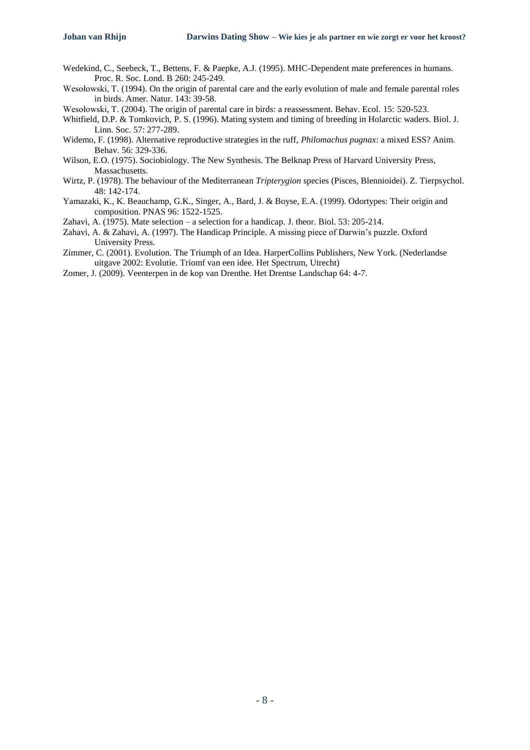Wedekind, C., Seebeck, T., Bettens, F. & Paepke, A.J. (1995). MHC-Dependent mate preferences in humans. Proc. R. Soc. Lond. B 260: 245-249.

Wesołowski, T. (1994). On the origin of parental care and the early evolution of male and female parental roles in birds. Amer. Natur. 143: 39-58.

Wesołowski, T. (2004). The origin of parental care in birds: a reassessment. Behav. Ecol. 15: 520-523.

Whitfield, D.P. & Tomkovich, P. S. (1996). Mating system and timing of breeding in Holarctic waders. Biol. J. Linn. Soc. 57: 277-289.

Widemo, F. (1998). Alternative reproductive strategies in the ruff, *Philomachus pugnax*: a mixed ESS? Anim. Behav. 56: 329-336.

Wilson, E.O. (1975). Sociobiology. The New Synthesis. The Belknap Press of Harvard University Press, Massachusetts.

Wirtz, P. (1978). The behaviour of the Mediterranean *Tripterygion* species (Pisces, Blennioidei). Z. Tierpsychol. 48: 142-174.

Yamazaki, K., K. Beauchamp, G.K., Singer, A., Bard, J. & Boyse, E.A. (1999). Odortypes: Their origin and composition. PNAS 96: 1522-1525.

Zahavi, A. (1975). Mate selection – a selection for a handicap. J. theor. Biol. 53: 205-214.

Zahavi, A. & Zahavi, A. (1997). The Handicap Principle. A missing piece of Darwin's puzzle. Oxford University Press.

Zimmer, C. (2001). Evolution. The Triumph of an Idea. HarperCollins Publishers, New York. (Nederlandse uitgave 2002: Evolutie. Triomf van een idee. Het Spectrum, Utrecht)

Zomer, J. (2009). Veenterpen in de kop van Drenthe. Het Drentse Landschap 64: 4-7.